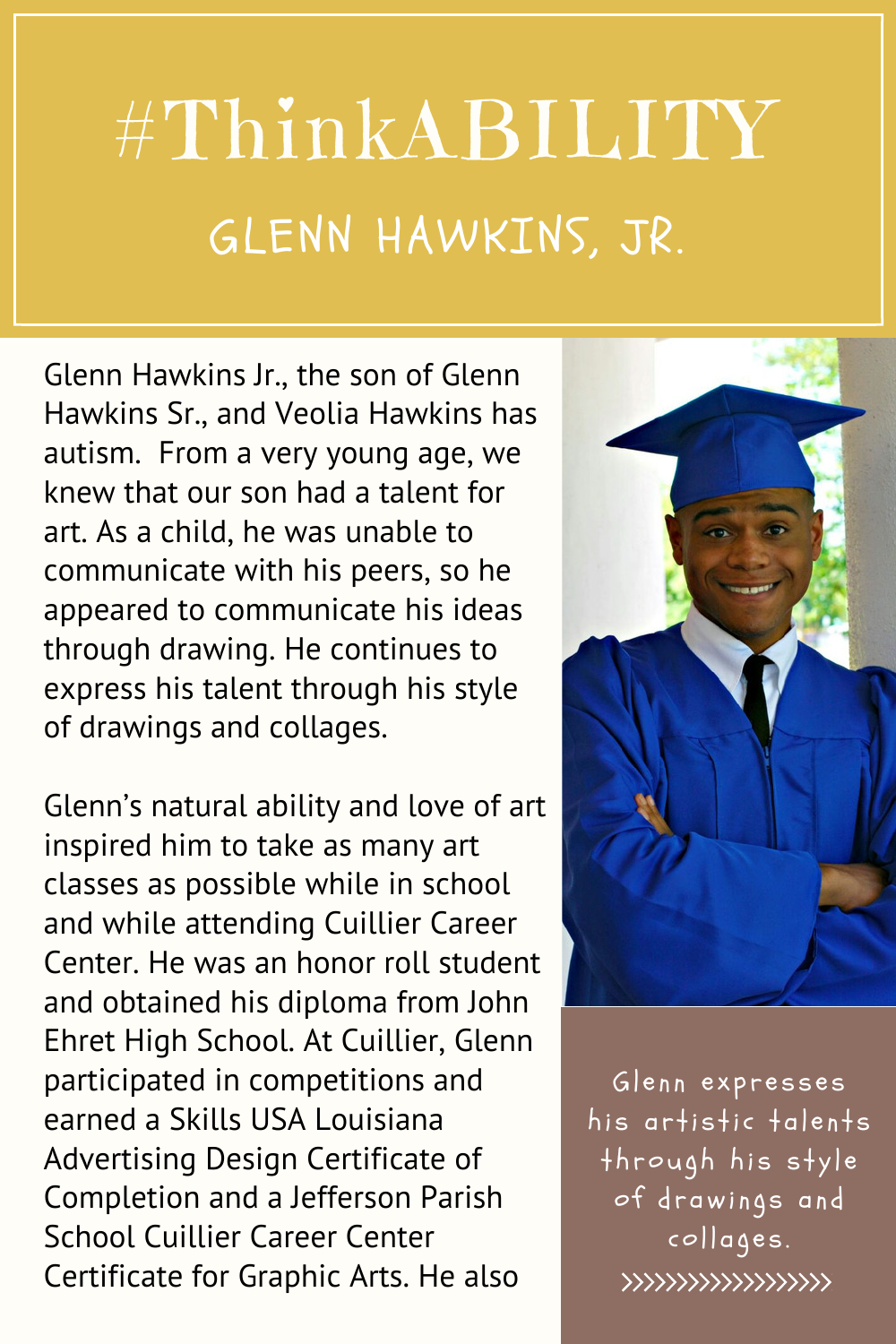# #ThinkABILITY

## GLENN HAWKINS, JR.

Glenn Hawkins Jr., the son of Glenn Hawkins Sr., and Veolia Hawkins has autism.  From a very young age, we knew that our son had a talent for art. As a child, he was unable to communicate with his peers, so he appeared to communicate his ideas through drawing. He continues to express his talent through his style of drawings and collages.

Glenn's natural ability and love of art inspired him to take as many art classes as possible while in school and while attending Cuillier Career Center. He was an honor roll student and obtained his diploma from John Ehret High School. At Cuillier, Glenn participated in competitions and earned a Skills USA Louisiana Advertising Design Certificate of Completion and a Jefferson Parish School Cuillier Career Center Certificate for Graphic Arts. He also

Glenn expresses his artistic talents through his style of drawings and collages.

>>>>>>>>>>>>>>>>>>>>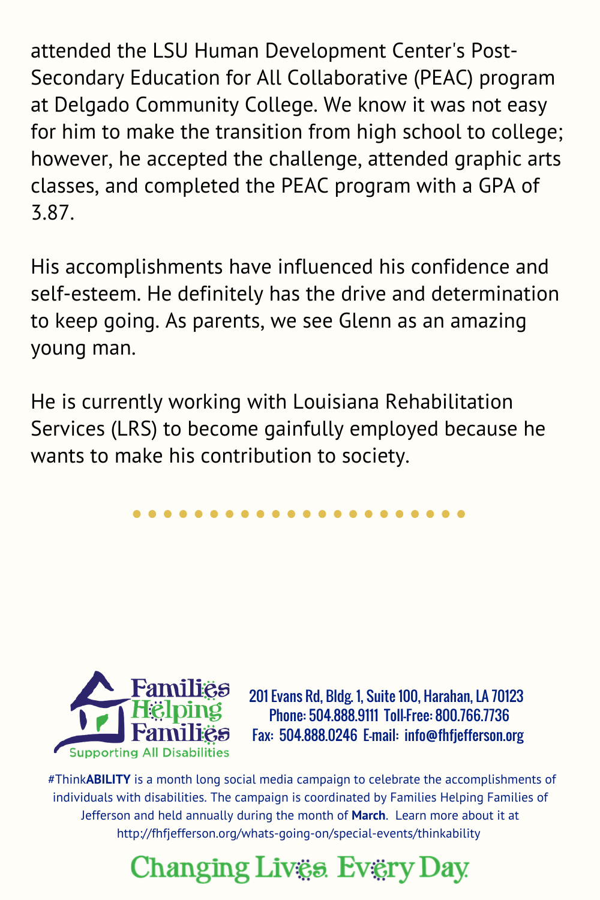attended the LSU Human Development Center's Post-Secondary Education for All Collaborative (PEAC) program at Delgado Community College. We know it was not easy for him to make the transition from high school to college; however, he accepted the challenge, attended graphic arts classes, and completed the PEAC program with a GPA of 3.87.

His accomplishments have influenced his confidence and self-esteem. He definitely has the drive and determination to keep going. As parents, we see Glenn as an amazing young man.

He is currently working with Louisiana Rehabilitation Services (LRS) to become gainfully employed because he wants to make his contribution to society.

Families Helping Families
Supporting All Disabilities

201 Evans Rd, Bldg. 1, Suite 100, Harahan, LA 70123
Phone: 504.888.9111 Toll-Free: 800.766.7736
Fax: 504.888.0246 E-mail: info@fhfjefferson.org

#Think**ABILITY** is a month long social media campaign to celebrate the accomplishments of individuals with disabilities. The campaign is coordinated by Families Helping Families of Jefferson and held annually during the month of **March**. Learn more about it at http://fhfjefferson.org/whats-going-on/special-events/thinkability

Changing Lives Every Day